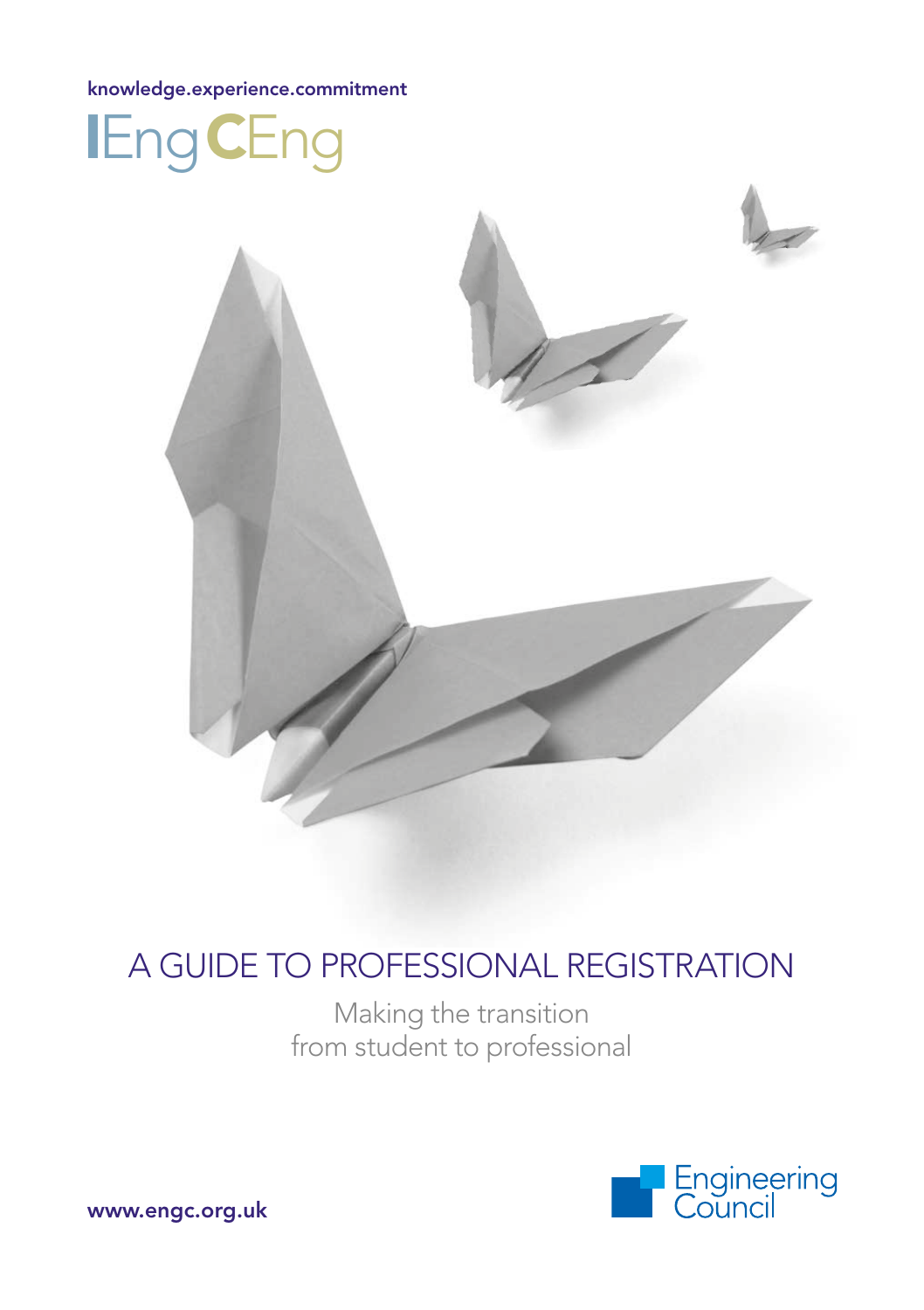**knowledge.experience.commitment**

# IEng CEng

## A GUIDE TO PROFESSIONAL REGISTRATION

Making the transition
from student to professional

**www.engc.org.uk**

Engineering Council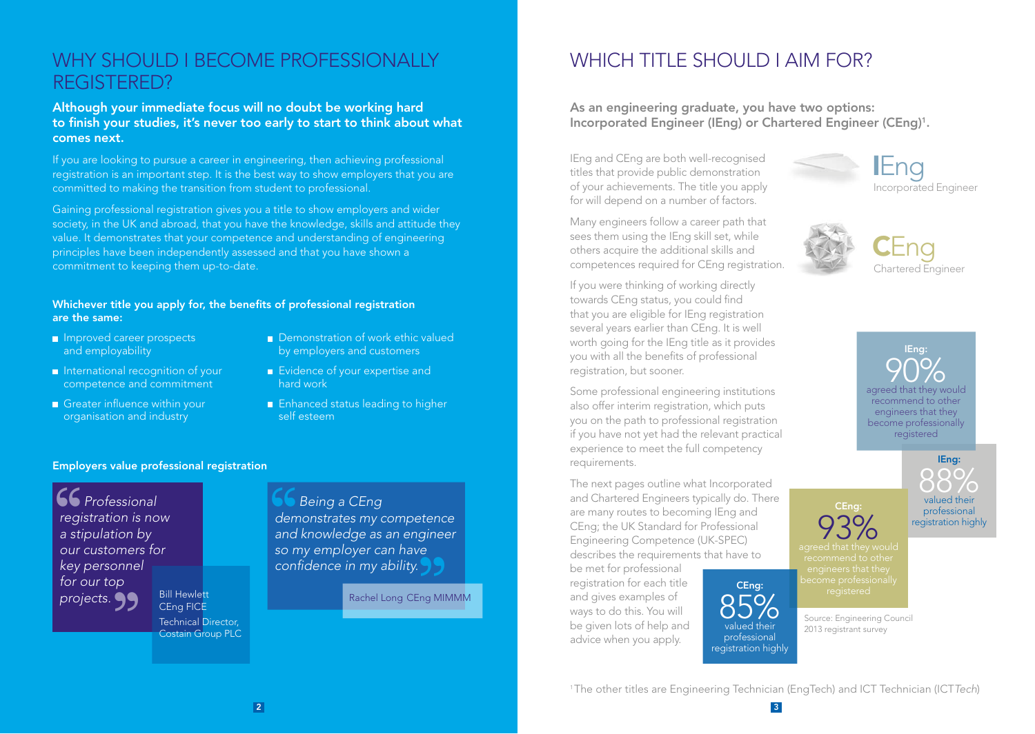# WHY SHOULD I BECOME PROFESSIONALLY REGISTERED?

**Although your immediate focus will no doubt be working hard to finish your studies, it's never too early to start to think about what comes next.**

If you are looking to pursue a career in engineering, then achieving professional registration is an important step. It is the best way to show employers that you are committed to making the transition from student to professional.

Gaining professional registration gives you a title to show employers and wider society, in the UK and abroad, that you have the knowledge, skills and attitude they value. It demonstrates that your competence and understanding of engineering principles have been independently assessed and that you have shown a commitment to keeping them up-to-date.

**Whichever title you apply for, the benefits of professional registration are the same:**

- Improved career prospects and employability
- International recognition of your competence and commitment
- Greater influence within your organisation and industry
- Demonstration of work ethic valued by employers and customers
- Evidence of your expertise and hard work
- Enhanced status leading to higher self esteem

**Employers value professional registration**

> *"Professional registration is now a stipulation by our customers for key personnel for our top projects."*
>
> Bill Hewlett
> CEng FICE
> Technical Director, Costain Group PLC

> *"Being a CEng demonstrates my competence and knowledge as an engineer so my employer can have confidence in my ability."*
>
> Rachel Long CEng MIMMM

# WHICH TITLE SHOULD I AIM FOR?

**As an engineering graduate, you have two options: Incorporated Engineer (IEng) or Chartered Engineer (CEng)[1].**

IEng and CEng are both well-recognised titles that provide public demonstration of your achievements. The title you apply for will depend on a number of factors.

Many engineers follow a career path that sees them using the IEng skill set, while others acquire the additional skills and competences required for CEng registration.

If you were thinking of working directly towards CEng status, you could find that you are eligible for IEng registration several years earlier than CEng. It is well worth going for the IEng title as it provides you with all the benefits of professional registration, but sooner.

Some professional engineering institutions also offer interim registration, which puts you on the path to professional registration if you have not yet had the relevant practical experience to meet the full competency requirements.

The next pages outline what Incorporated and Chartered Engineers typically do. There are many routes to becoming IEng and CEng; the UK Standard for Professional Engineering Competence (UK-SPEC) describes the requirements that have to be met for professional registration for each title and gives examples of ways to do this. You will be given lots of help and advice when you apply.

**IEng** Incorporated Engineer

**CEng** Chartered Engineer

**IEng:** 90% agreed that they would recommend to other engineers that they become professionally registered

**IEng:** 88% valued their professional registration highly

**CEng:** 93% agreed that they would recommend to other engineers that they become professionally registered

**CEng:** 85% valued their professional registration highly

Source: Engineering Council 2013 registrant survey

[1] The other titles are Engineering Technician (EngTech) and ICT Technician (ICT*Tech*)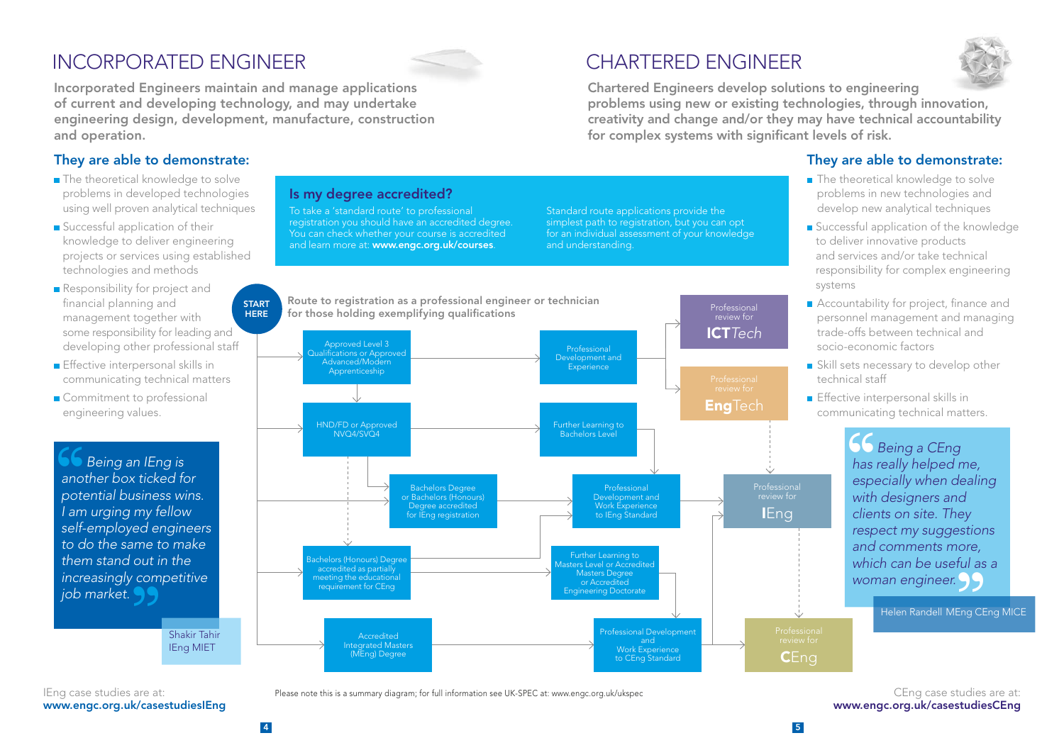# INCORPORATED ENGINEER

**Incorporated Engineers maintain and manage applications of current and developing technology, and may undertake engineering design, development, manufacture, construction and operation.**

## They are able to demonstrate:

- The theoretical knowledge to solve problems in developed technologies using well proven analytical techniques
- Successful application of their knowledge to deliver engineering projects or services using established technologies and methods
- Responsibility for project and financial planning and management together with some responsibility for leading and developing other professional staff
- Effective interpersonal skills in communicating technical matters
- Commitment to professional engineering values.

> *Being an IEng is another box ticked for potential business wins. I am urging my fellow self-employed engineers to do the same to make them stand out in the increasingly competitive job market.*
>
> Shakir Tahir IEng MIET

IEng case studies are at:
**www.engc.org.uk/casestudiesIEng**

# CHARTERED ENGINEER

**Chartered Engineers develop solutions to engineering problems using new or existing technologies, through innovation, creativity and change and/or they may have technical accountability for complex systems with significant levels of risk.**

## They are able to demonstrate:

- The theoretical knowledge to solve problems in new technologies and develop new analytical techniques
- Successful application of the knowledge to deliver innovative products and services and/or take technical responsibility for complex engineering systems
- Accountability for project, finance and personnel management and managing trade-offs between technical and socio-economic factors
- Skill sets necessary to develop other technical staff
- Effective interpersonal skills in communicating technical matters.

> *Being a CEng has really helped me, especially when dealing with designers and clients on site. They respect my suggestions and comments more, which can be useful as a woman engineer.*
>
> Helen Randell MEng CEng MICE

## Is my degree accredited?

To take a 'standard route' to professional registration you should have an accredited degree. You can check whether your course is accredited and learn more at: **www.engc.org.uk/courses**.

Standard route applications provide the simplest path to registration, but you can opt for an individual assessment of your knowledge and understanding.

**START HERE**

**Route to registration as a professional engineer or technician for those holding exemplifying qualifications**

- Approved Level 3 Qualifications or Approved Advanced/Modern Apprenticeship → Professional Development and Experience → Professional review for **ICT***Tech* / Professional review for **Eng**Tech
- HND/FD or Approved NVQ4/SVQ4 → Further Learning to Bachelors Level → Professional Development and Work Experience to IEng Standard → Professional review for **I**Eng
- Bachelors Degree or Bachelors (Honours) Degree accredited for IEng registration → Professional Development and Work Experience to IEng Standard → Professional review for **I**Eng
- Bachelors (Honours) Degree accredited as partially meeting the educational requirement for CEng → Further Learning to Masters Level or Accredited Masters Degree or Accredited Engineering Doctorate → Professional Development and Work Experience to CEng Standard → Professional review for **C**Eng
- Accredited Integrated Masters (MEng) Degree → Professional Development and Work Experience to CEng Standard → Professional review for **C**Eng

Please note this is a summary diagram; for full information see UK-SPEC at: www.engc.org.uk/ukspec

CEng case studies are at:
**www.engc.org.uk/casestudiesCEng**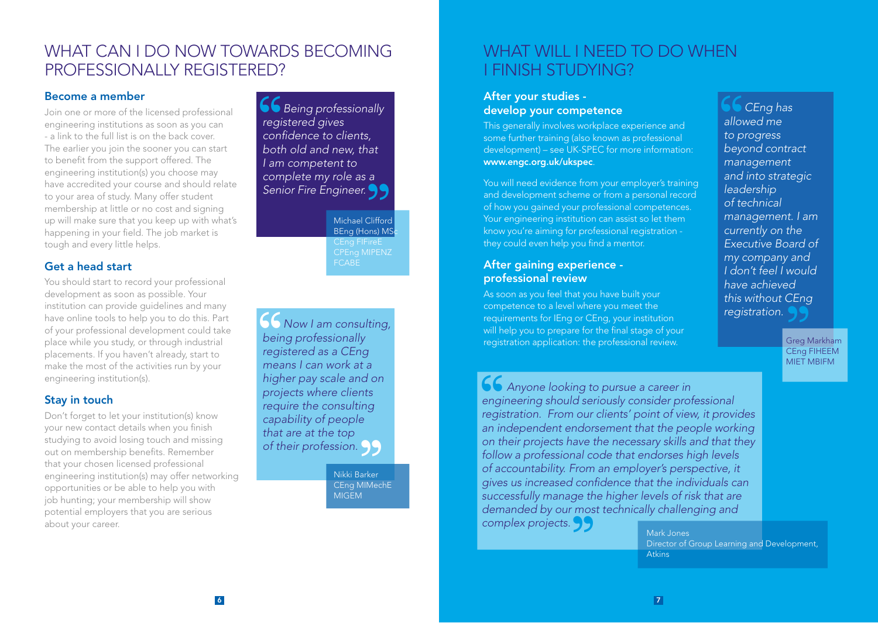## WHAT CAN I DO NOW TOWARDS BECOMING PROFESSIONALLY REGISTERED?

### Become a member

Join one or more of the licensed professional engineering institutions as soon as you can - a link to the full list is on the back cover. The earlier you join the sooner you can start to benefit from the support offered. The engineering institution(s) you choose may have accredited your course and should relate to your area of study. Many offer student membership at little or no cost and signing up will make sure that you keep up with what's happening in your field. The job market is tough and every little helps.

### Get a head start

You should start to record your professional development as soon as possible. Your institution can provide guidelines and many have online tools to help you to do this. Part of your professional development could take place while you study, or through industrial placements. If you haven't already, start to make the most of the activities run by your engineering institution(s).

### Stay in touch

Don't forget to let your institution(s) know your new contact details when you finish studying to avoid losing touch and missing out on membership benefits. Remember that your chosen licensed professional engineering institution(s) may offer networking opportunities or be able to help you with job hunting; your membership will show potential employers that you are serious about your career.

> *Being professionally registered gives confidence to clients, both old and new, that I am competent to complete my role as a Senior Fire Engineer.*
>
> Michael Clifford
> BEng (Hons) MSc CEng FIFireE CPEng MIPENZ FCABE

> *Now I am consulting, being professionally registered as a CEng means I can work at a higher pay scale and on projects where clients require the consulting capability of people that are at the top of their profession.*
>
> Nikki Barker
> CEng MIMechE MIGEM

## WHAT WILL I NEED TO DO WHEN I FINISH STUDYING?

### After your studies - develop your competence

This generally involves workplace experience and some further training (also known as professional development) – see UK-SPEC for more information: **www.engc.org.uk/ukspec**.

You will need evidence from your employer's training and development scheme or from a personal record of how you gained your professional competences. Your engineering institution can assist so let them know you're aiming for professional registration - they could even help you find a mentor.

### After gaining experience - professional review

As soon as you feel that you have built your competence to a level where you meet the requirements for IEng or CEng, your institution will help you to prepare for the final stage of your registration application: the professional review.

> *CEng has allowed me to progress beyond contract management and into strategic leadership of technical management. I am currently on the Executive Board of my company and I don't feel I would have achieved this without CEng registration.*
>
> Greg Markham
> CEng FIHEEM MIET MBIFM

> *Anyone looking to pursue a career in engineering should seriously consider professional registration. From our clients' point of view, it provides an independent endorsement that the people working on their projects have the necessary skills and that they follow a professional code that endorses high levels of accountability. From an employer's perspective, it gives us increased confidence that the individuals can successfully manage the higher levels of risk that are demanded by our most technically challenging and complex projects.*
>
> Mark Jones
> Director of Group Learning and Development, Atkins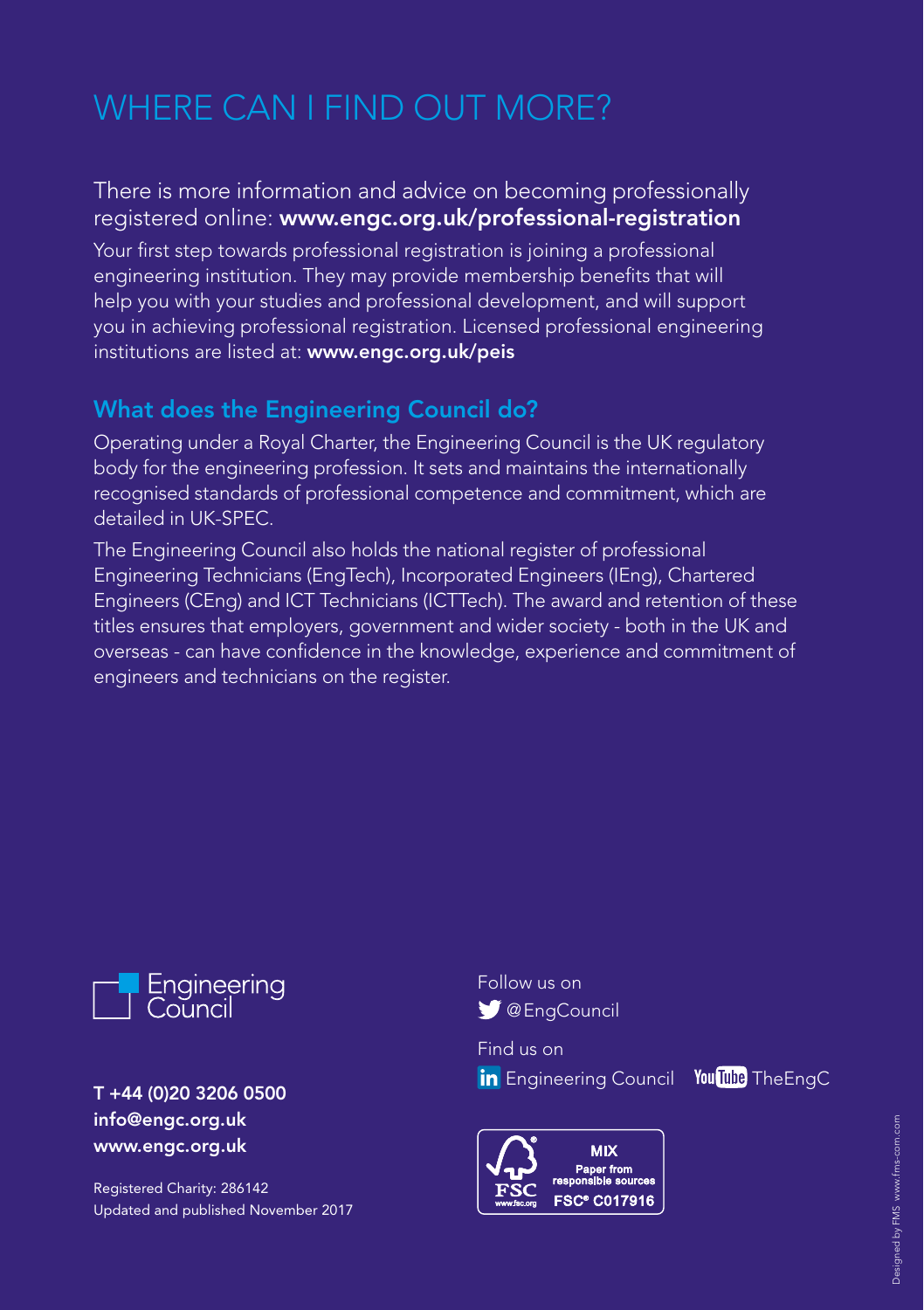# WHERE CAN I FIND OUT MORE?

There is more information and advice on becoming professionally registered online: **www.engc.org.uk/professional-registration**

Your first step towards professional registration is joining a professional engineering institution. They may provide membership benefits that will help you with your studies and professional development, and will support you in achieving professional registration. Licensed professional engineering institutions are listed at: **www.engc.org.uk/peis**

## What does the Engineering Council do?

Operating under a Royal Charter, the Engineering Council is the UK regulatory body for the engineering profession. It sets and maintains the internationally recognised standards of professional competence and commitment, which are detailed in UK-SPEC.

The Engineering Council also holds the national register of professional Engineering Technicians (EngTech), Incorporated Engineers (IEng), Chartered Engineers (CEng) and ICT Technicians (ICTTech). The award and retention of these titles ensures that employers, government and wider society - both in the UK and overseas - can have confidence in the knowledge, experience and commitment of engineers and technicians on the register.

Engineering Council

**T +44 (0)20 3206 0500**
**info@engc.org.uk**
**www.engc.org.uk**

Registered Charity: 286142
Updated and published November 2017

Follow us on
@EngCouncil

Find us on
Engineering Council
TheEngC

MIX
Paper from responsible sources
FSC® C017916
www.fsc.org

Designed by FMS www.fms-com.com